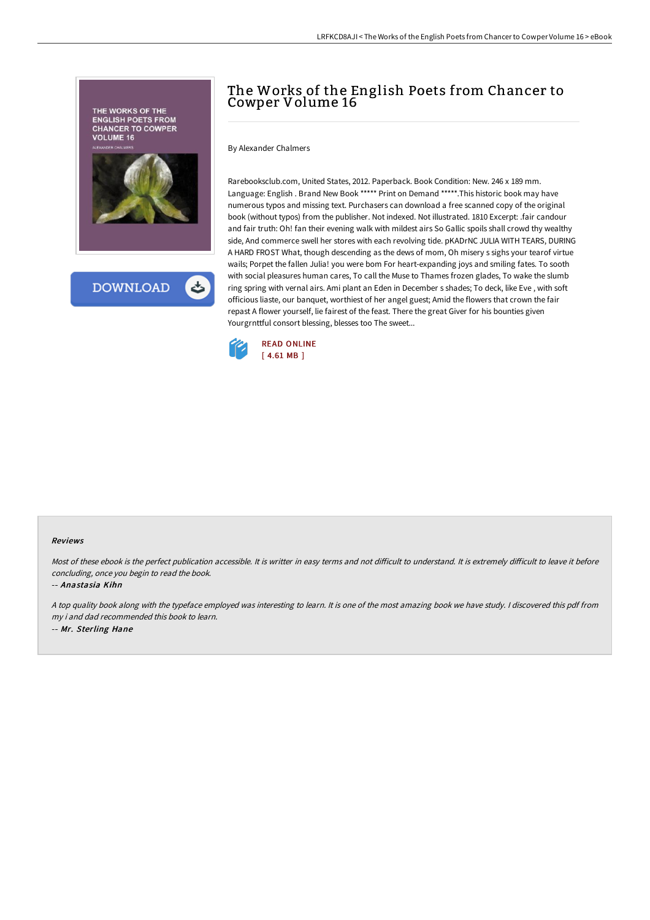# The Works of the English Poets from Chancer to Cowper Volume 16

By Alexander Chalmers

Rarebooksclub.com, United States, 2012. Paperback. Book Condition: New. 246 x 189 mm. Language: English . Brand New Book ***** Print on Demand *****.This historic book may have numerous typos and missing text. Purchasers can download a free scanned copy of the original book (without typos) from the publisher. Not indexed. Not illustrated. 1810 Excerpt: .fair candour and fair truth: Oh! fan their evening walk with mildest airs So Gallic spoils shall crowd thy wealthy side, And commerce swell her stores with each revolving tide. pKADrNC JULIA WITH TEARS, DURING A HARD FROST What, though descending as the dews of mom, Oh misery s sighs your tearof virtue wails; Porpet the fallen Julia! you were bom For heart-expanding joys and smiling fates. To sooth with social pleasures human cares, To call the Muse to Thames frozen glades, To wake the slumb ring spring with vernal airs. Ami plant an Eden in December s shades; To deck, like Eve , with soft officious liaste, our banquet, worthiest of her angel guest; Amid the flowers that crown the fair repast A flower yourself, lie fairest of the feast. There the great Giver for his bounties given Yourgrnttful consort blessing, blesses too The sweet...

READ ONLINE
[ 4.61 MB ]

#### Reviews

*Most of these ebook is the perfect publication accessible. It is writter in easy terms and not difficult to understand. It is extremely difficult to leave it before concluding, once you begin to read the book.*

*-- Anastasia Kihn*

*A top quality book along with the typeface employed was interesting to learn. It is one of the most amazing book we have study. I discovered this pdf from my i and dad recommended this book to learn.*

*-- Mr. Sterling Hane*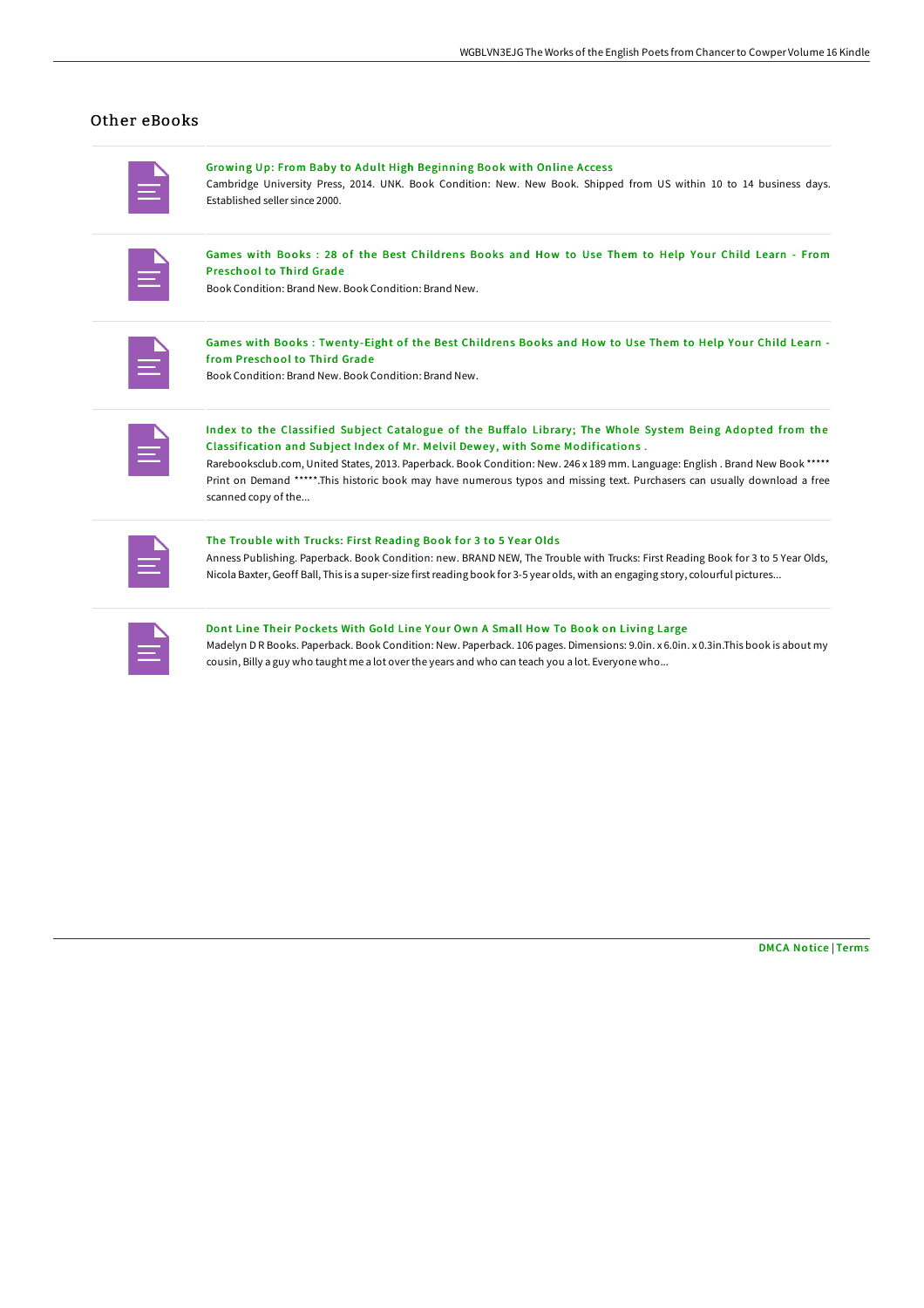## Other eBooks

**Growing Up: From Baby to Adult High Beginning Book with Online Access**

Cambridge University Press, 2014. UNK. Book Condition: New. New Book. Shipped from US within 10 to 14 business days. Established seller since 2000.

**Games with Books : 28 of the Best Childrens Books and How to Use Them to Help Your Child Learn - From Preschool to Third Grade**

Book Condition: Brand New. Book Condition: Brand New.

**Games with Books : Twenty-Eight of the Best Childrens Books and How to Use Them to Help Your Child Learn - from Preschool to Third Grade**

Book Condition: Brand New. Book Condition: Brand New.

**Index to the Classified Subject Catalogue of the Buffalo Library; The Whole System Being Adopted from the Classification and Subject Index of Mr. Melvil Dewey, with Some Modifications .**

Rarebooksclub.com, United States, 2013. Paperback. Book Condition: New. 246 x 189 mm. Language: English . Brand New Book ***** Print on Demand *****.This historic book may have numerous typos and missing text. Purchasers can usually download a free scanned copy of the...

**The Trouble with Trucks: First Reading Book for 3 to 5 Year Olds**

Anness Publishing. Paperback. Book Condition: new. BRAND NEW, The Trouble with Trucks: First Reading Book for 3 to 5 Year Olds, Nicola Baxter, Geoff Ball, This is a super-size first reading book for 3-5 year olds, with an engaging story, colourful pictures...

**Dont Line Their Pockets With Gold Line Your Own A Small How To Book on Living Large**

Madelyn D R Books. Paperback. Book Condition: New. Paperback. 106 pages. Dimensions: 9.0in. x 6.0in. x 0.3in.This book is about my cousin, Billy a guy who taught me a lot over the years and who can teach you a lot. Everyone who...

DMCA Notice | Terms